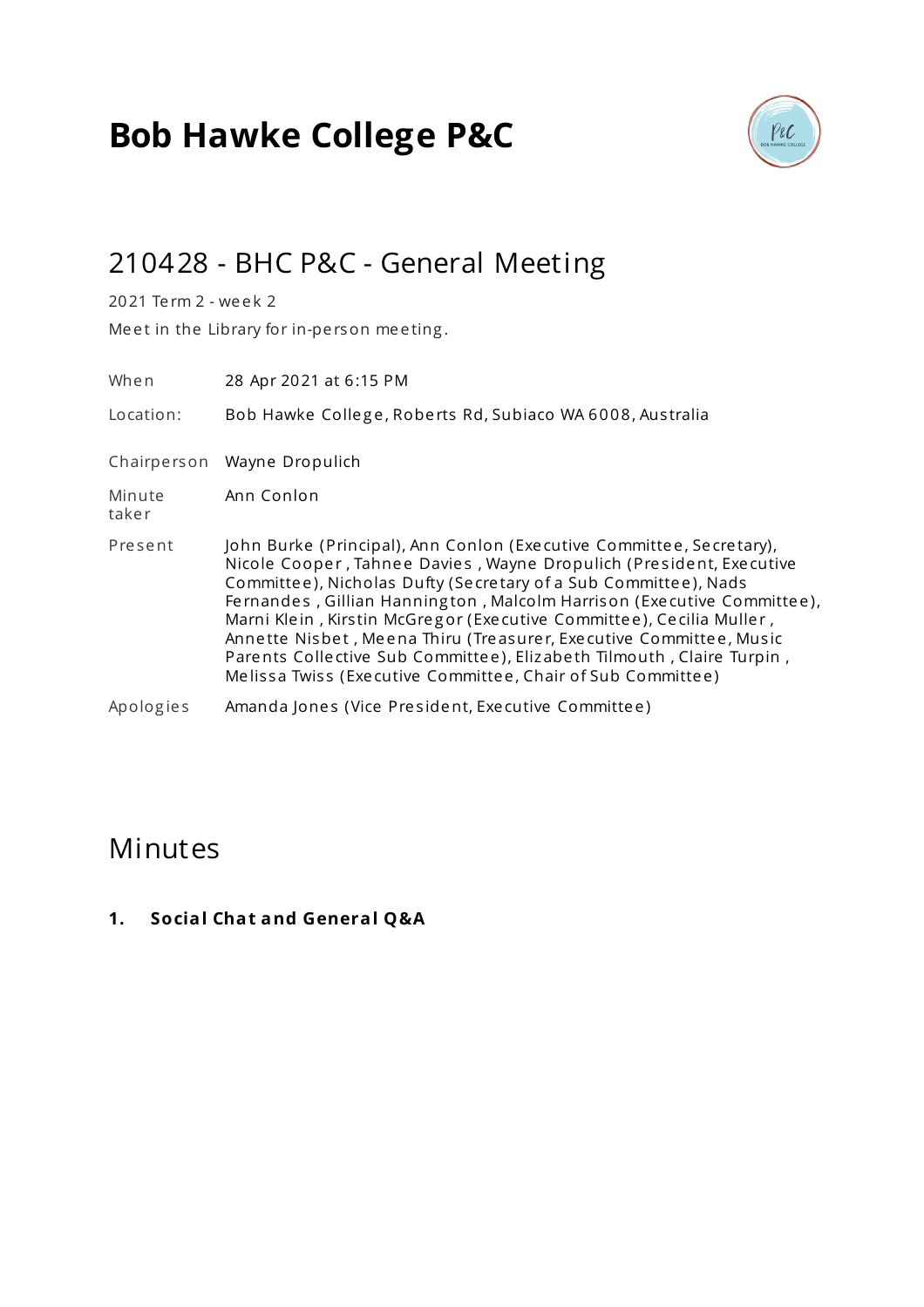# Bob Hawke College P&C

## 210428 - BHC P&C - General Meeting

2021 Term 2 - week 2

Meet in the Library for in-person meeting.

| | |
|---|---|
| When | 28 Apr 2021 at 6:15 PM |
| Location: | Bob Hawke College, Roberts Rd, Subiaco WA 6008, Australia |
| Chairperson | Wayne Dropulich |
| Minute taker | Ann Conlon |
| Present | John Burke (Principal), Ann Conlon (Executive Committee, Secretary), Nicole Cooper , Tahnee Davies , Wayne Dropulich (President, Executive Committee), Nicholas Dufty (Secretary of a Sub Committee), Nads Fernandes , Gillian Hannington , Malcolm Harrison (Executive Committee), Marni Klein , Kirstin McGregor (Executive Committee), Cecilia Muller , Annette Nisbet , Meena Thiru (Treasurer, Executive Committee, Music Parents Collective Sub Committee), Elizabeth Tilmouth , Claire Turpin , Melissa Twiss (Executive Committee, Chair of Sub Committee) |
| Apologies | Amanda Jones (Vice President, Executive Committee) |

## Minutes

**1. Social Chat and General Q&A**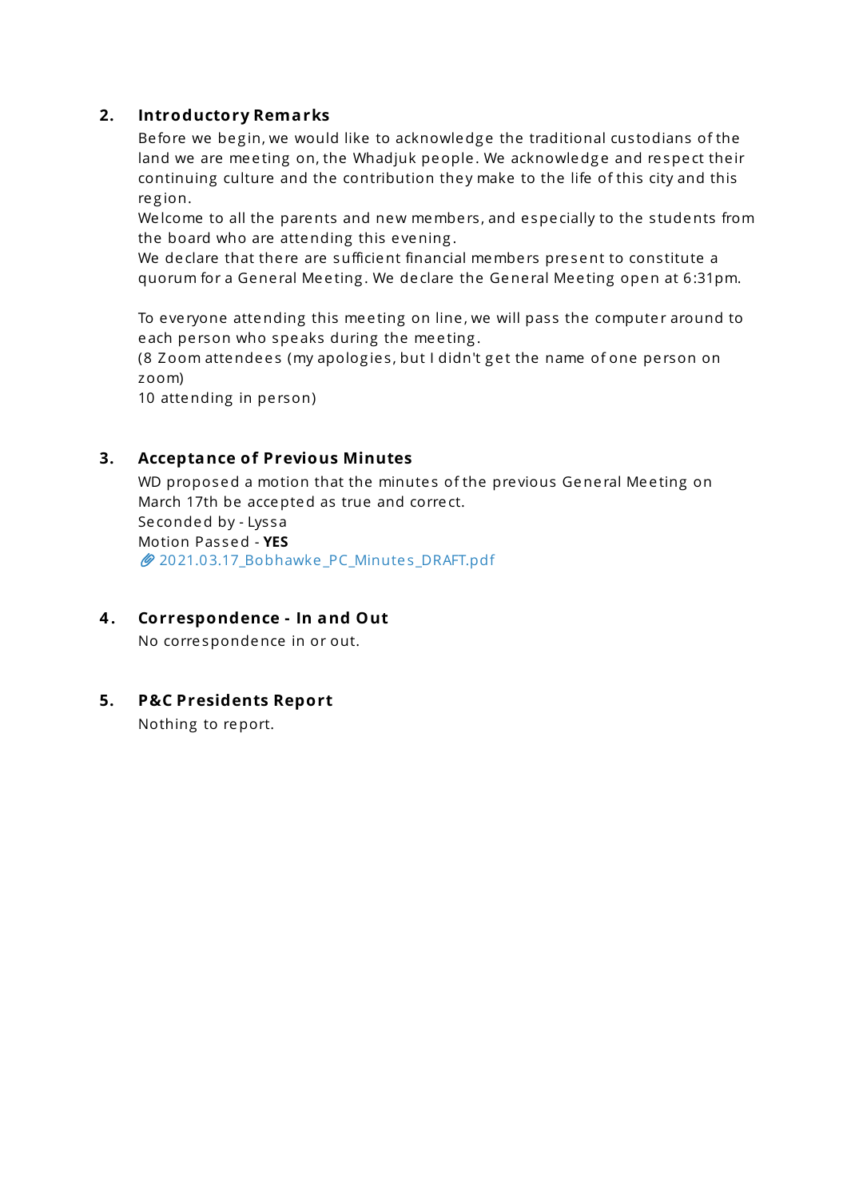## 2. Introductory Remarks

Before we begin, we would like to acknowledge the traditional custodians of the land we are meeting on, the Whadjuk people. We acknowledge and respect their continuing culture and the contribution they make to the life of this city and this region.

Welcome to all the parents and new members, and especially to the students from the board who are attending this evening.

We declare that there are sufficient financial members present to constitute a quorum for a General Meeting. We declare the General Meeting open at 6:31pm.

To everyone attending this meeting on line, we will pass the computer around to each person who speaks during the meeting.

(8 Zoom attendees (my apologies, but I didn't get the name of one person on zoom)

10 attending in person)

## 3. Acceptance of Previous Minutes

WD proposed a motion that the minutes of the previous General Meeting on March 17th be accepted as true and correct.

Seconded by - Lyssa

Motion Passed - **YES**

2021.03.17_Bobhawke_PC_Minutes_DRAFT.pdf

## 4. Correspondence - In and Out

No correspondence in or out.

## 5. P&C Presidents Report

Nothing to report.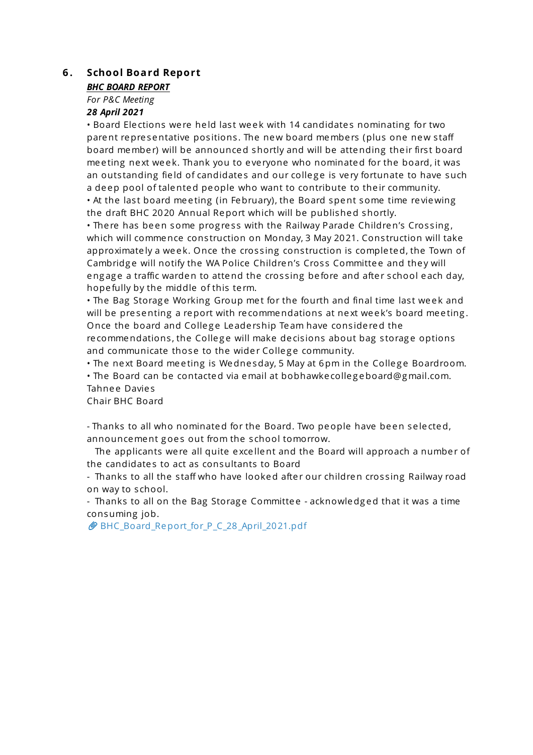## 6. School Board Report

***BHC BOARD REPORT***

*For P&C Meeting*

***28 April 2021***

• Board Elections were held last week with 14 candidates nominating for two parent representative positions. The new board members (plus one new staff board member) will be announced shortly and will be attending their first board meeting next week. Thank you to everyone who nominated for the board, it was an outstanding field of candidates and our college is very fortunate to have such a deep pool of talented people who want to contribute to their community.
• At the last board meeting (in February), the Board spent some time reviewing the draft BHC 2020 Annual Report which will be published shortly.
• There has been some progress with the Railway Parade Children's Crossing, which will commence construction on Monday, 3 May 2021. Construction will take approximately a week. Once the crossing construction is completed, the Town of Cambridge will notify the WA Police Children's Cross Committee and they will engage a traffic warden to attend the crossing before and after school each day, hopefully by the middle of this term.
• The Bag Storage Working Group met for the fourth and final time last week and will be presenting a report with recommendations at next week's board meeting. Once the board and College Leadership Team have considered the recommendations, the College will make decisions about bag storage options and communicate those to the wider College community.
• The next Board meeting is Wednesday, 5 May at 6pm in the College Boardroom.
• The Board can be contacted via email at bobhawkecollegeboard@gmail.com.
Tahnee Davies
Chair BHC Board

- Thanks to all who nominated for the Board. Two people have been selected, announcement goes out from the school tomorrow.
  The applicants were all quite excellent and the Board will approach a number of the candidates to act as consultants to Board
- Thanks to all the staff who have looked after our children crossing Railway road on way to school.
- Thanks to all on the Bag Storage Committee - acknowledged that it was a time consuming job.

BHC_Board_Report_for_P_C_28_April_2021.pdf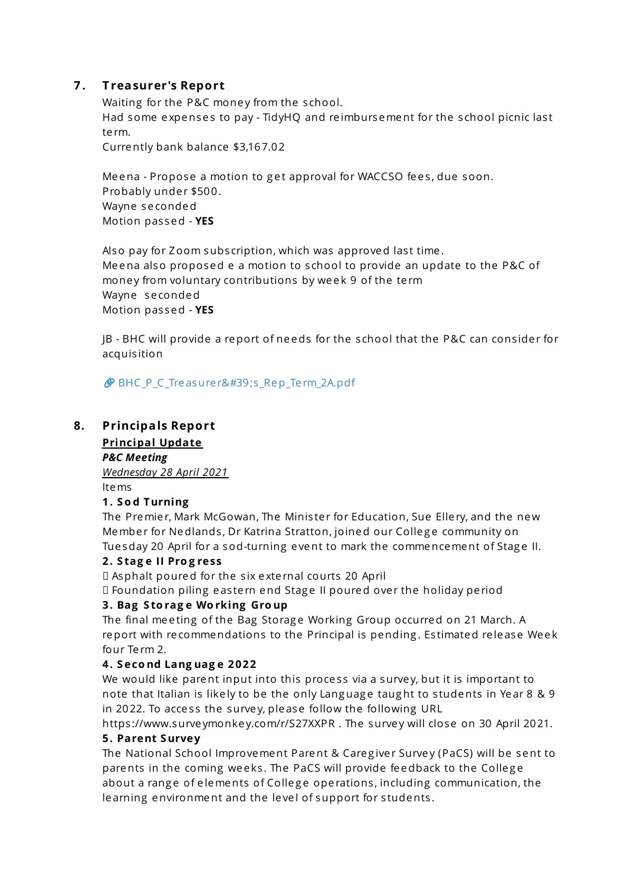## 7. Treasurer's Report

Waiting for the P&C money from the school.
Had some expenses to pay - TidyHQ and reimbursement for the school picnic last term.
Currently bank balance $3,167.02

Meena - Propose a motion to get approval for WACCSO fees, due soon.
Probably under $500.
Wayne seconded
Motion passed - **YES**

Also pay for Zoom subscription, which was approved last time.
Meena also proposed e a motion to school to provide an update to the P&C of money from voluntary contributions by week 9 of the term
Wayne seconded
Motion passed - **YES**

JB - BHC will provide a report of needs for the school that the P&C can consider for acquisition

BHC_P_C_Treasurer&#39;s_Rep_Term_2A.pdf

## 8. Principals Report

**Principal Update**

***P&C Meeting***

*Wednesday 28 April 2021*

Items

**1. Sod Turning**

The Premier, Mark McGowan, The Minister for Education, Sue Ellery, and the new Member for Nedlands, Dr Katrina Stratton, joined our College community on Tuesday 20 April for a sod-turning event to mark the commencement of Stage II.

**2. Stage II Progress**

- Asphalt poured for the six external courts 20 April
- Foundation piling eastern end Stage II poured over the holiday period

**3. Bag Storage Working Group**

The final meeting of the Bag Storage Working Group occurred on 21 March. A report with recommendations to the Principal is pending. Estimated release Week four Term 2.

**4. Second Language 2022**

We would like parent input into this process via a survey, but it is important to note that Italian is likely to be the only Language taught to students in Year 8 & 9 in 2022. To access the survey, please follow the following URL https://www.surveymonkey.com/r/S27XXPR . The survey will close on 30 April 2021.

**5. Parent Survey**

The National School Improvement Parent & Caregiver Survey (PaCS) will be sent to parents in the coming weeks. The PaCS will provide feedback to the College about a range of elements of College operations, including communication, the learning environment and the level of support for students.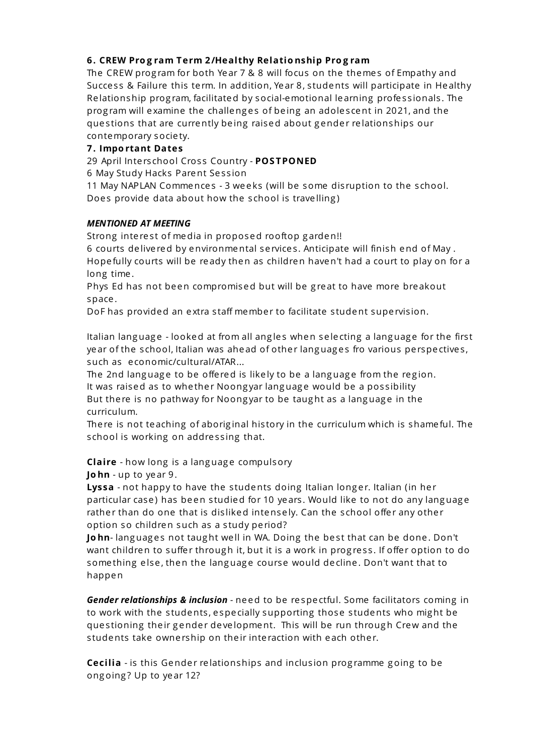**6. CREW Program Term 2/Healthy Relationship Program**

The CREW program for both Year 7 & 8 will focus on the themes of Empathy and Success & Failure this term. In addition, Year 8, students will participate in Healthy Relationship program, facilitated by social-emotional learning professionals. The program will examine the challenges of being an adolescent in 2021, and the questions that are currently being raised about gender relationships our contemporary society.

**7. Important Dates**

29 April Interschool Cross Country - **POSTPONED**

6 May Study Hacks Parent Session

11 May NAPLAN Commences - 3 weeks (will be some disruption to the school. Does provide data about how the school is travelling)

***MENTIONED AT MEETING***

Strong interest of media in proposed rooftop garden!!

6 courts delivered by environmental services. Anticipate will finish end of May. Hopefully courts will be ready then as children haven't had a court to play on for a long time.

Phys Ed has not been compromised but will be great to have more breakout space.

DoF has provided an extra staff member to facilitate student supervision.

Italian language - looked at from all angles when selecting a language for the first year of the school, Italian was ahead of other languages fro various perspectives, such as economic/cultural/ATAR...

The 2nd language to be offered is likely to be a language from the region.

It was raised as to whether Noongyar language would be a possibility

But there is no pathway for Noongyar to be taught as a language in the curriculum.

There is not teaching of aboriginal history in the curriculum which is shameful. The school is working on addressing that.

**Claire** - how long is a language compulsory

**John** - up to year 9.

**Lyssa** - not happy to have the students doing Italian longer. Italian (in her particular case) has been studied for 10 years. Would like to not do any language rather than do one that is disliked intensely. Can the school offer any other option so children such as a study period?

**John**- languages not taught well in WA. Doing the best that can be done. Don't want children to suffer through it, but it is a work in progress. If offer option to do something else, then the language course would decline. Don't want that to happen

***Gender relationships & inclusion*** - need to be respectful. Some facilitators coming in to work with the students, especially supporting those students who might be questioning their gender development. This will be run through Crew and the students take ownership on their interaction with each other.

**Cecilia** - is this Gender relationships and inclusion programme going to be ongoing? Up to year 12?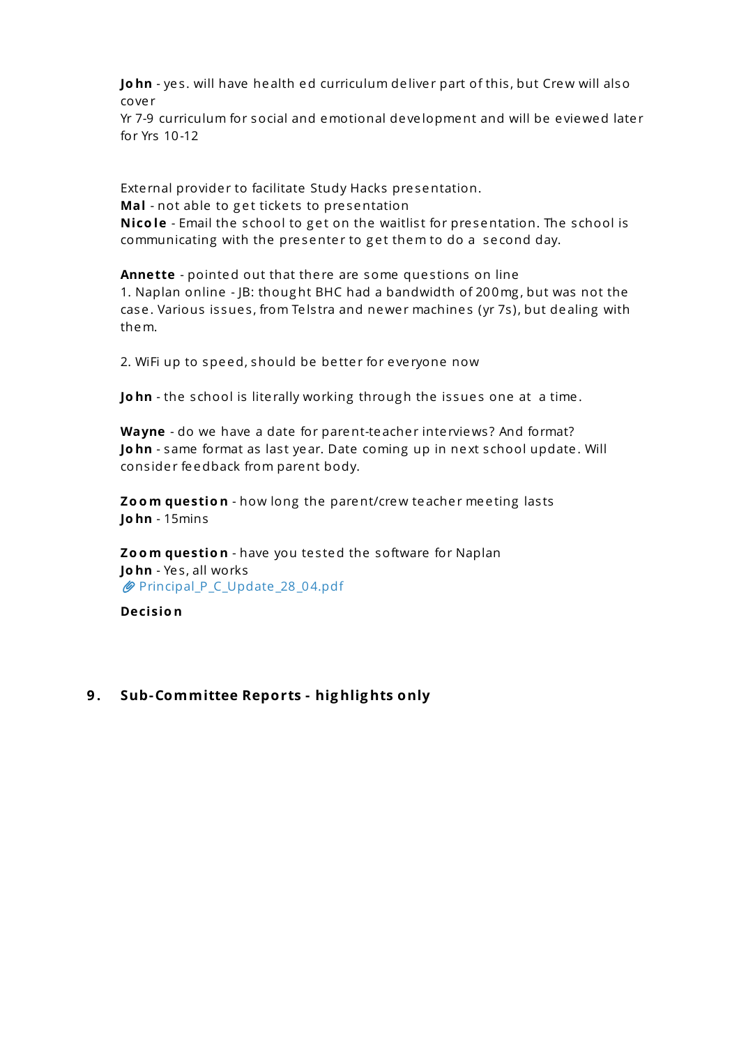**John** - yes. will have health ed curriculum deliver part of this, but Crew will also cover
Yr 7-9 curriculum for social and emotional development and will be eviewed later for Yrs 10-12

External provider to facilitate Study Hacks presentation.
**Mal** - not able to get tickets to presentation
**Nicole** - Email the school to get on the waitlist for presentation. The school is communicating with the presenter to get them to do a second day.

**Annette** - pointed out that there are some questions on line
1. Naplan online - JB: thought BHC had a bandwidth of 200mg, but was not the case. Various issues, from Telstra and newer machines (yr 7s), but dealing with them.

2. WiFi up to speed, should be better for everyone now

**John** - the school is literally working through the issues one at a time.

**Wayne** - do we have a date for parent-teacher interviews? And format?
**John** - same format as last year. Date coming up in next school update. Will consider feedback from parent body.

**Zoom question** - how long the parent/crew teacher meeting lasts
**John** - 15mins

**Zoom question** - have you tested the software for Naplan
**John** - Yes, all works
Principal_P_C_Update_28_04.pdf

**Decision**

## 9. Sub-Committee Reports - highlights only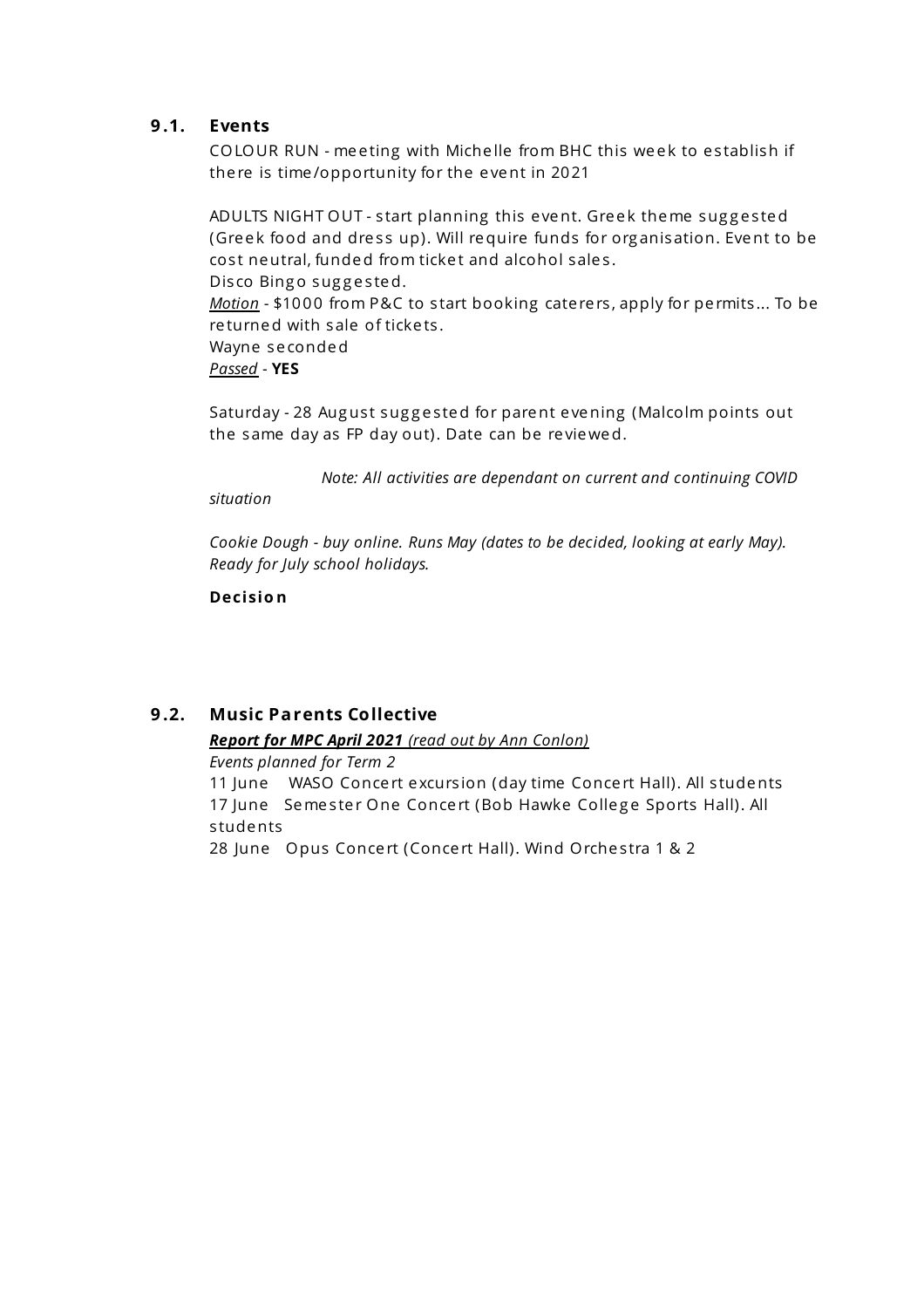### 9.1. Events

COLOUR RUN - meeting with Michelle from BHC this week to establish if there is time/opportunity for the event in 2021

ADULTS NIGHT OUT - start planning this event. Greek theme suggested (Greek food and dress up). Will require funds for organisation. Event to be cost neutral, funded from ticket and alcohol sales.
Disco Bingo suggested.
*Motion* - $1000 from P&C to start booking caterers, apply for permits... To be returned with sale of tickets.
Wayne seconded
*Passed* - **YES**

Saturday - 28 August suggested for parent evening (Malcolm points out the same day as FP day out). Date can be reviewed.

*Note: All activities are dependant on current and continuing COVID situation*

*Cookie Dough - buy online. Runs May (dates to be decided, looking at early May). Ready for July school holidays.*

**Decision**

### 9.2. Music Parents Collective

***Report for MPC April 2021*** *(read out by Ann Conlon)*
*Events planned for Term 2*
11 June WASO Concert excursion (day time Concert Hall). All students
17 June Semester One Concert (Bob Hawke College Sports Hall). All students
28 June Opus Concert (Concert Hall). Wind Orchestra 1 & 2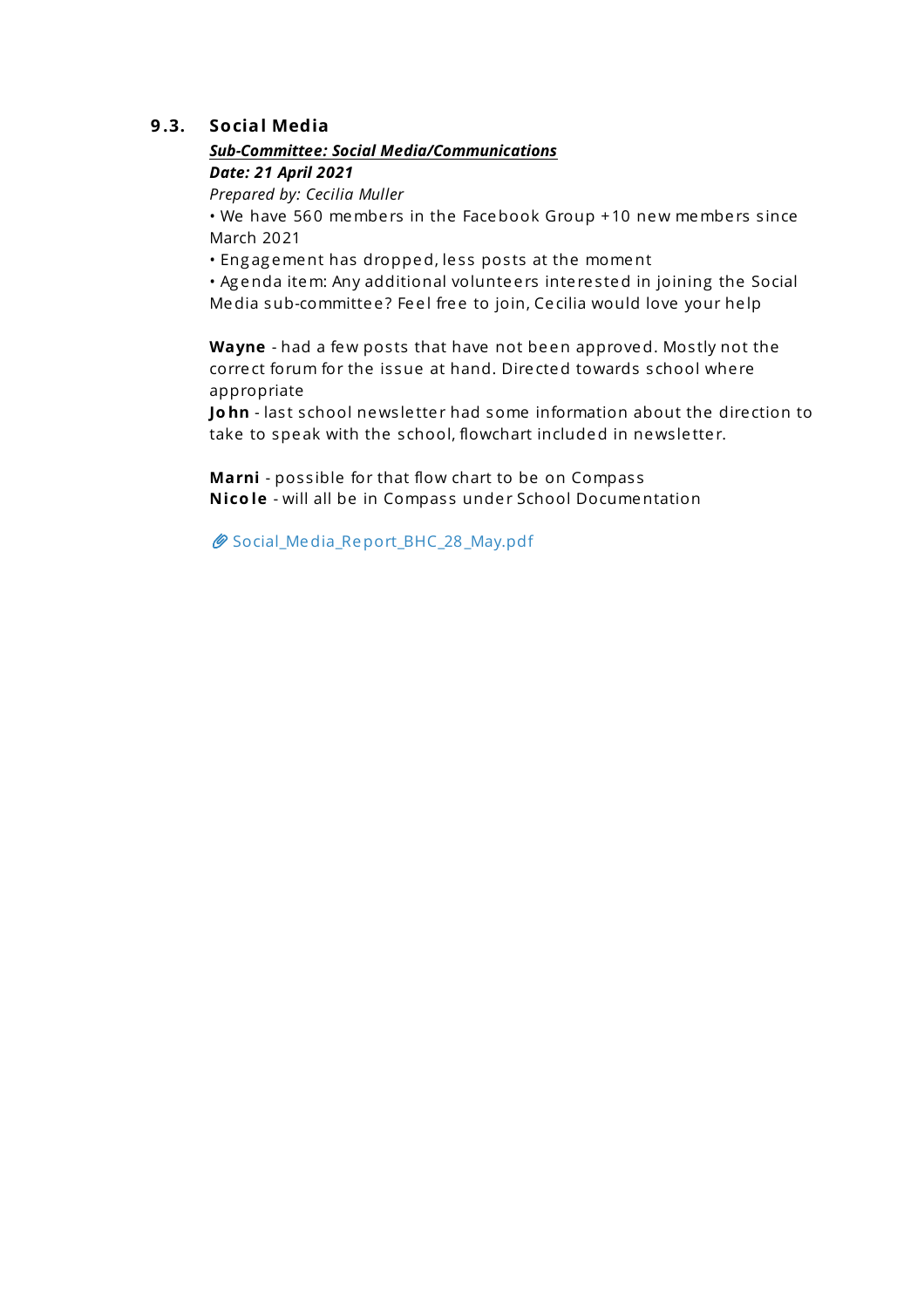### 9.3. Social Media

***<u>Sub-Committee: Social Media/Communications</u>***

***Date: 21 April 2021***

*Prepared by: Cecilia Muller*

• We have 560 members in the Facebook Group +10 new members since March 2021

• Engagement has dropped, less posts at the moment

• Agenda item: Any additional volunteers interested in joining the Social Media sub-committee? Feel free to join, Cecilia would love your help

**Wayne** - had a few posts that have not been approved. Mostly not the correct forum for the issue at hand. Directed towards school where appropriate

**John** - last school newsletter had some information about the direction to take to speak with the school, flowchart included in newsletter.

**Marni** - possible for that flow chart to be on Compass

**Nicole** - will all be in Compass under School Documentation

Social_Media_Report_BHC_28_May.pdf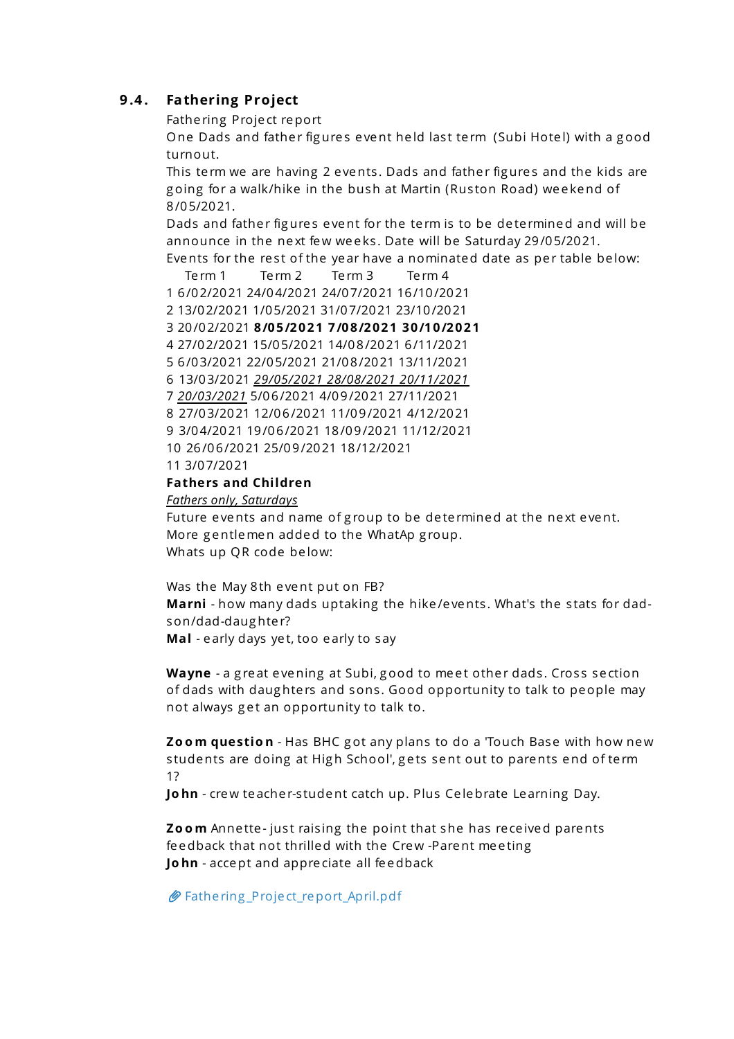### 9.4. Fathering Project

Fathering Project report

One Dads and father figures event held last term (Subi Hotel) with a good turnout.

This term we are having 2 events. Dads and father figures and the kids are going for a walk/hike in the bush at Martin (Ruston Road) weekend of 8/05/2021.

Dads and father figures event for the term is to be determined and will be announce in the next few weeks. Date will be Saturday 29/05/2021.

Events for the rest of the year have a nominated date as per table below:

| | Term 1 | Term 2 | Term 3 | Term 4 |
|---|---|---|---|---|
| 1 | 6/02/2021 | 24/04/2021 | 24/07/2021 | 16/10/2021 |
| 2 | 13/02/2021 | 1/05/2021 | 31/07/2021 | 23/10/2021 |
| 3 | 20/02/2021 | **8/05/2021** | **7/08/2021** | **30/10/2021** |
| 4 | 27/02/2021 | 15/05/2021 | 14/08/2021 | 6/11/2021 |
| 5 | 6/03/2021 | 22/05/2021 | 21/08/2021 | 13/11/2021 |
| 6 | 13/03/2021 | *29/05/2021* | *28/08/2021* | *20/11/2021* |
| 7 | *20/03/2021* | 5/06/2021 | 4/09/2021 | 27/11/2021 |
| 8 | 27/03/2021 | 12/06/2021 | 11/09/2021 | 4/12/2021 |
| 9 | 3/04/2021 | 19/06/2021 | 18/09/2021 | 11/12/2021 |
| 10 | 26/06/2021 | 25/09/2021 | 18/12/2021 | |
| 11 | 3/07/2021 | | | |

**Fathers and Children**

*Fathers only, Saturdays*

Future events and name of group to be determined at the next event.

More gentlemen added to the WhatAp group.

Whats up QR code below:

Was the May 8th event put on FB?

**Marni** - how many dads uptaking the hike/events. What's the stats for dad-son/dad-daughter?

**Mal** - early days yet, too early to say

**Wayne** - a great evening at Subi, good to meet other dads. Cross section of dads with daughters and sons. Good opportunity to talk to people may not always get an opportunity to talk to.

**Zoom question** - Has BHC got any plans to do a 'Touch Base with how new students are doing at High School', gets sent out to parents end of term 1?

**John** - crew teacher-student catch up. Plus Celebrate Learning Day.

**Zoom** Annette- just raising the point that she has received parents feedback that not thrilled with the Crew -Parent meeting

**John** - accept and appreciate all feedback

Fathering_Project_report_April.pdf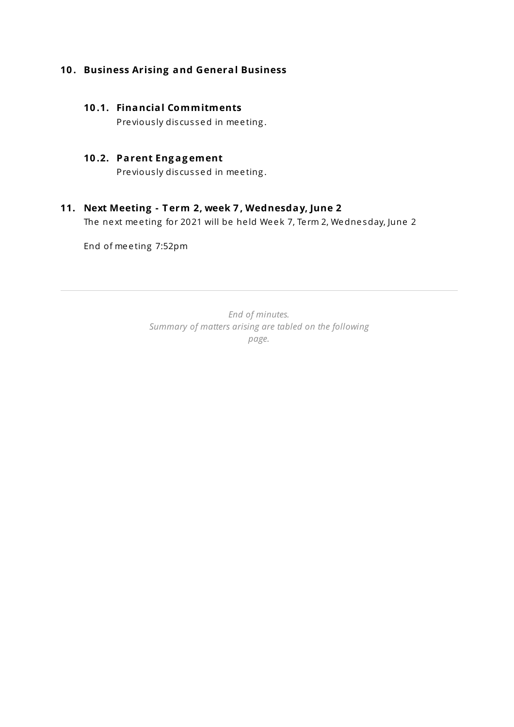## 10. Business Arising and General Business

### 10.1. Financial Commitments

Previously discussed in meeting.

### 10.2. Parent Engagement

Previously discussed in meeting.

## 11. Next Meeting - Term 2, week 7, Wednesday, June 2

The next meeting for 2021 will be held Week 7, Term 2, Wednesday, June 2

End of meeting 7:52pm

---

*End of minutes.*
*Summary of matters arising are tabled on the following page.*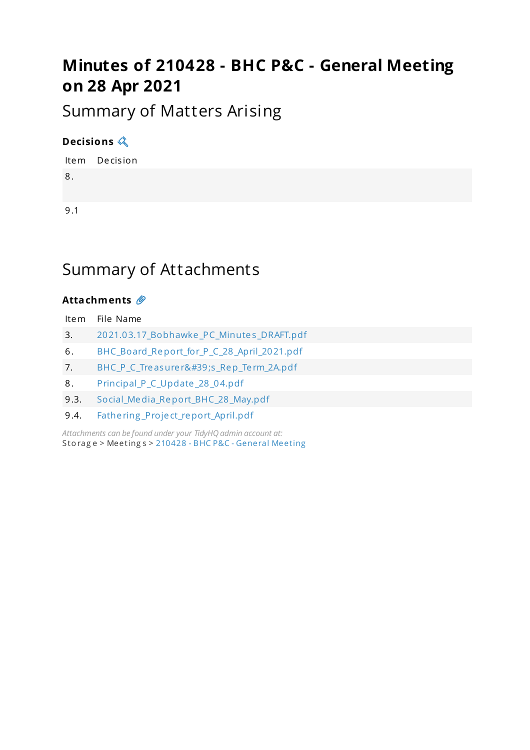# Minutes of 210428 - BHC P&C - General Meeting on 28 Apr 2021

## Summary of Matters Arising

### Decisions

| Item | Decision |
|---|---|
| 8. | |
| 9.1 | |

## Summary of Attachments

### Attachments

| Item | File Name |
|---|---|
| 3. | 2021.03.17_Bobhawke_PC_Minutes_DRAFT.pdf |
| 6. | BHC_Board_Report_for_P_C_28_April_2021.pdf |
| 7. | BHC_P_C_Treasurer&#39;s_Rep_Term_2A.pdf |
| 8. | Principal_P_C_Update_28_04.pdf |
| 9.3. | Social_Media_Report_BHC_28_May.pdf |
| 9.4. | Fathering_Project_report_April.pdf |

*Attachments can be found under your TidyHQ admin account at:*
Storage > Meetings > 210428 - BHC P&C - General Meeting